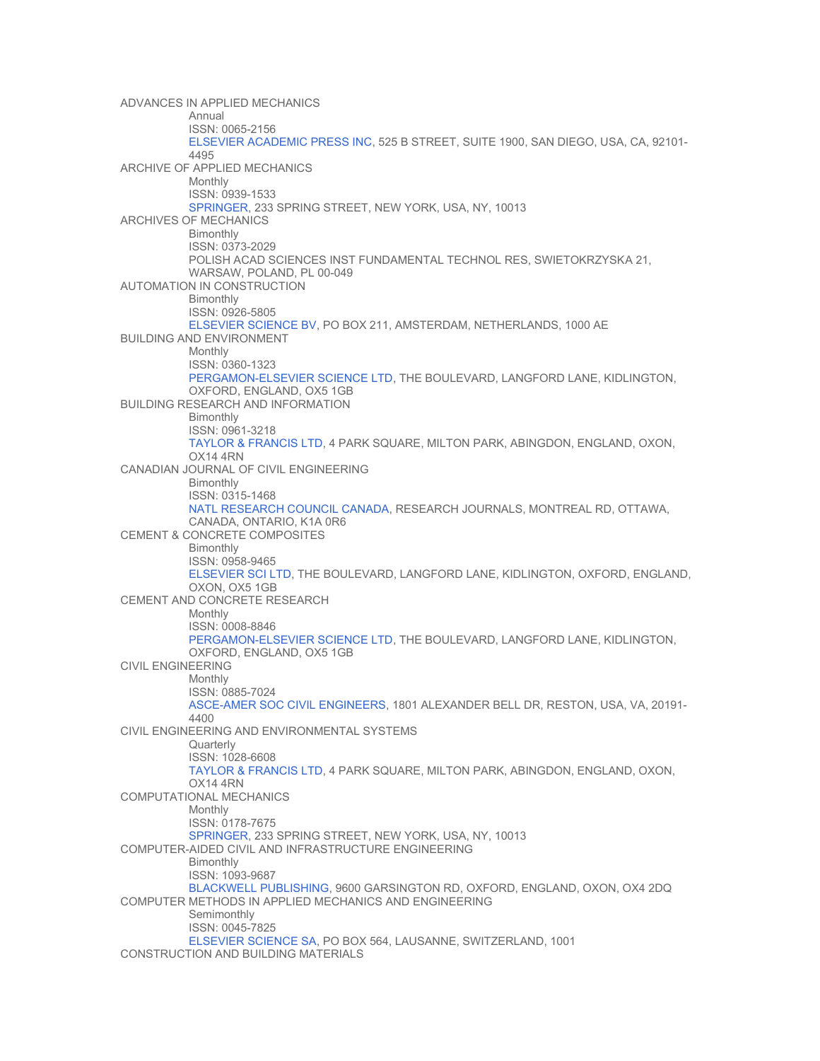ADVANCES IN APPLIED MECHANICS
- Annual
- ISSN: 0065-2156
- ELSEVIER ACADEMIC PRESS INC, 525 B STREET, SUITE 1900, SAN DIEGO, USA, CA, 92101-4495

ARCHIVE OF APPLIED MECHANICS
- Monthly
- ISSN: 0939-1533
- SPRINGER, 233 SPRING STREET, NEW YORK, USA, NY, 10013

ARCHIVES OF MECHANICS
- Bimonthly
- ISSN: 0373-2029
- POLISH ACAD SCIENCES INST FUNDAMENTAL TECHNOL RES, SWIETOKRZYSKA 21, WARSAW, POLAND, PL 00-049

AUTOMATION IN CONSTRUCTION
- Bimonthly
- ISSN: 0926-5805
- ELSEVIER SCIENCE BV, PO BOX 211, AMSTERDAM, NETHERLANDS, 1000 AE

BUILDING AND ENVIRONMENT
- Monthly
- ISSN: 0360-1323
- PERGAMON-ELSEVIER SCIENCE LTD, THE BOULEVARD, LANGFORD LANE, KIDLINGTON, OXFORD, ENGLAND, OX5 1GB

BUILDING RESEARCH AND INFORMATION
- Bimonthly
- ISSN: 0961-3218
- TAYLOR & FRANCIS LTD, 4 PARK SQUARE, MILTON PARK, ABINGDON, ENGLAND, OXON, OX14 4RN

CANADIAN JOURNAL OF CIVIL ENGINEERING
- Bimonthly
- ISSN: 0315-1468
- NATL RESEARCH COUNCIL CANADA, RESEARCH JOURNALS, MONTREAL RD, OTTAWA, CANADA, ONTARIO, K1A 0R6

CEMENT & CONCRETE COMPOSITES
- Bimonthly
- ISSN: 0958-9465
- ELSEVIER SCI LTD, THE BOULEVARD, LANGFORD LANE, KIDLINGTON, OXFORD, ENGLAND, OXON, OX5 1GB

CEMENT AND CONCRETE RESEARCH
- Monthly
- ISSN: 0008-8846
- PERGAMON-ELSEVIER SCIENCE LTD, THE BOULEVARD, LANGFORD LANE, KIDLINGTON, OXFORD, ENGLAND, OX5 1GB

CIVIL ENGINEERING
- Monthly
- ISSN: 0885-7024
- ASCE-AMER SOC CIVIL ENGINEERS, 1801 ALEXANDER BELL DR, RESTON, USA, VA, 20191-4400

CIVIL ENGINEERING AND ENVIRONMENTAL SYSTEMS
- Quarterly
- ISSN: 1028-6608
- TAYLOR & FRANCIS LTD, 4 PARK SQUARE, MILTON PARK, ABINGDON, ENGLAND, OXON, OX14 4RN

COMPUTATIONAL MECHANICS
- Monthly
- ISSN: 0178-7675
- SPRINGER, 233 SPRING STREET, NEW YORK, USA, NY, 10013

COMPUTER-AIDED CIVIL AND INFRASTRUCTURE ENGINEERING
- Bimonthly
- ISSN: 1093-9687
- BLACKWELL PUBLISHING, 9600 GARSINGTON RD, OXFORD, ENGLAND, OXON, OX4 2DQ

COMPUTER METHODS IN APPLIED MECHANICS AND ENGINEERING
- Semimonthly
- ISSN: 0045-7825
- ELSEVIER SCIENCE SA, PO BOX 564, LAUSANNE, SWITZERLAND, 1001

CONSTRUCTION AND BUILDING MATERIALS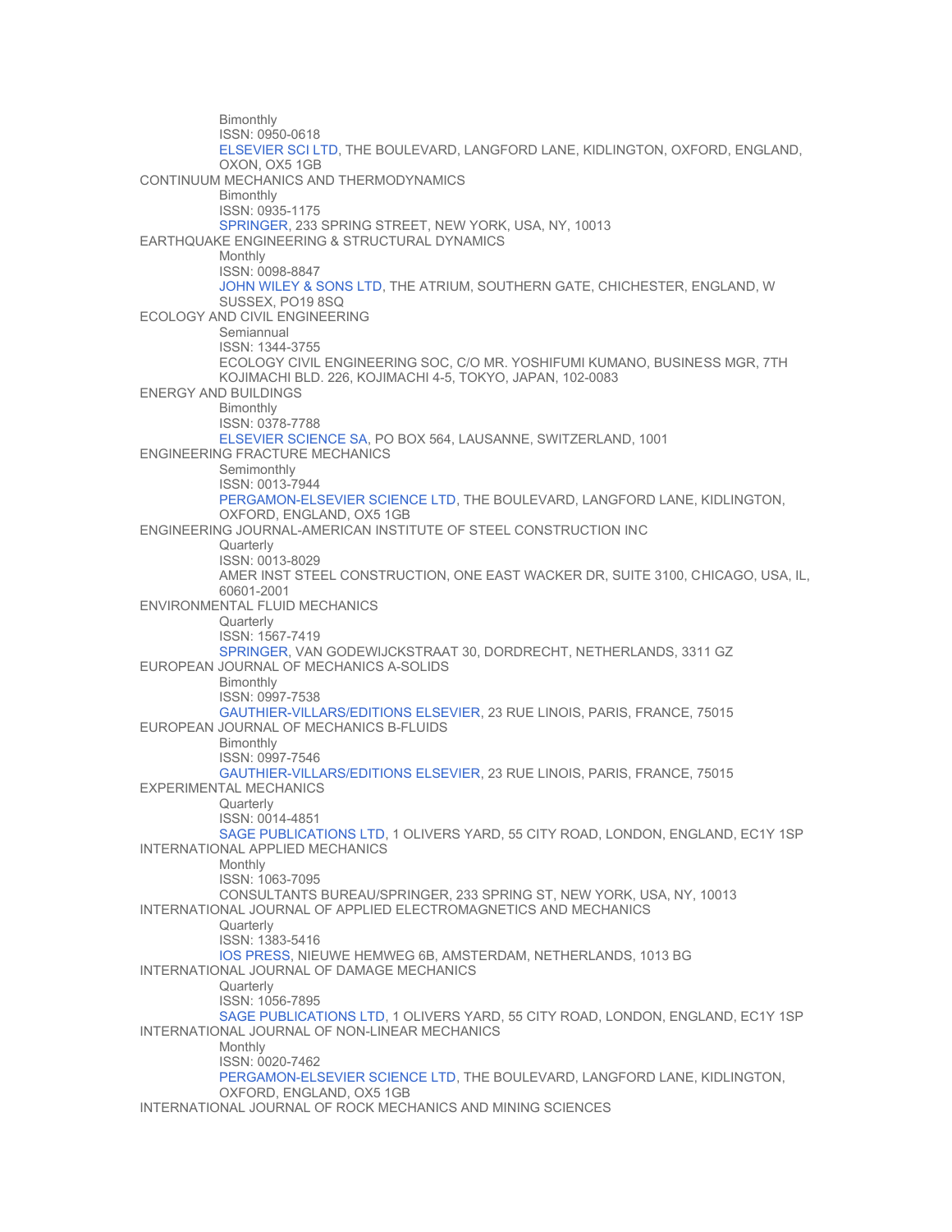Bimonthly
ISSN: 0950-0618
ELSEVIER SCI LTD, THE BOULEVARD, LANGFORD LANE, KIDLINGTON, OXFORD, ENGLAND, OXON, OX5 1GB

CONTINUUM MECHANICS AND THERMODYNAMICS
Bimonthly
ISSN: 0935-1175
SPRINGER, 233 SPRING STREET, NEW YORK, USA, NY, 10013

EARTHQUAKE ENGINEERING & STRUCTURAL DYNAMICS
Monthly
ISSN: 0098-8847
JOHN WILEY & SONS LTD, THE ATRIUM, SOUTHERN GATE, CHICHESTER, ENGLAND, W SUSSEX, PO19 8SQ

ECOLOGY AND CIVIL ENGINEERING
Semiannual
ISSN: 1344-3755
ECOLOGY CIVIL ENGINEERING SOC, C/O MR. YOSHIFUMI KUMANO, BUSINESS MGR, 7TH KOJIMACHI BLD. 226, KOJIMACHI 4-5, TOKYO, JAPAN, 102-0083

ENERGY AND BUILDINGS
Bimonthly
ISSN: 0378-7788
ELSEVIER SCIENCE SA, PO BOX 564, LAUSANNE, SWITZERLAND, 1001

ENGINEERING FRACTURE MECHANICS
Semimonthly
ISSN: 0013-7944
PERGAMON-ELSEVIER SCIENCE LTD, THE BOULEVARD, LANGFORD LANE, KIDLINGTON, OXFORD, ENGLAND, OX5 1GB

ENGINEERING JOURNAL-AMERICAN INSTITUTE OF STEEL CONSTRUCTION INC
Quarterly
ISSN: 0013-8029
AMER INST STEEL CONSTRUCTION, ONE EAST WACKER DR, SUITE 3100, CHICAGO, USA, IL, 60601-2001

ENVIRONMENTAL FLUID MECHANICS
Quarterly
ISSN: 1567-7419
SPRINGER, VAN GODEWIJCKSTRAAT 30, DORDRECHT, NETHERLANDS, 3311 GZ

EUROPEAN JOURNAL OF MECHANICS A-SOLIDS
Bimonthly
ISSN: 0997-7538
GAUTHIER-VILLARS/EDITIONS ELSEVIER, 23 RUE LINOIS, PARIS, FRANCE, 75015

EUROPEAN JOURNAL OF MECHANICS B-FLUIDS
Bimonthly
ISSN: 0997-7546
GAUTHIER-VILLARS/EDITIONS ELSEVIER, 23 RUE LINOIS, PARIS, FRANCE, 75015

EXPERIMENTAL MECHANICS
Quarterly
ISSN: 0014-4851
SAGE PUBLICATIONS LTD, 1 OLIVERS YARD, 55 CITY ROAD, LONDON, ENGLAND, EC1Y 1SP

INTERNATIONAL APPLIED MECHANICS
Monthly
ISSN: 1063-7095
CONSULTANTS BUREAU/SPRINGER, 233 SPRING ST, NEW YORK, USA, NY, 10013

INTERNATIONAL JOURNAL OF APPLIED ELECTROMAGNETICS AND MECHANICS
Quarterly
ISSN: 1383-5416
IOS PRESS, NIEUWE HEMWEG 6B, AMSTERDAM, NETHERLANDS, 1013 BG

INTERNATIONAL JOURNAL OF DAMAGE MECHANICS
Quarterly
ISSN: 1056-7895
SAGE PUBLICATIONS LTD, 1 OLIVERS YARD, 55 CITY ROAD, LONDON, ENGLAND, EC1Y 1SP

INTERNATIONAL JOURNAL OF NON-LINEAR MECHANICS
Monthly
ISSN: 0020-7462
PERGAMON-ELSEVIER SCIENCE LTD, THE BOULEVARD, LANGFORD LANE, KIDLINGTON, OXFORD, ENGLAND, OX5 1GB

INTERNATIONAL JOURNAL OF ROCK MECHANICS AND MINING SCIENCES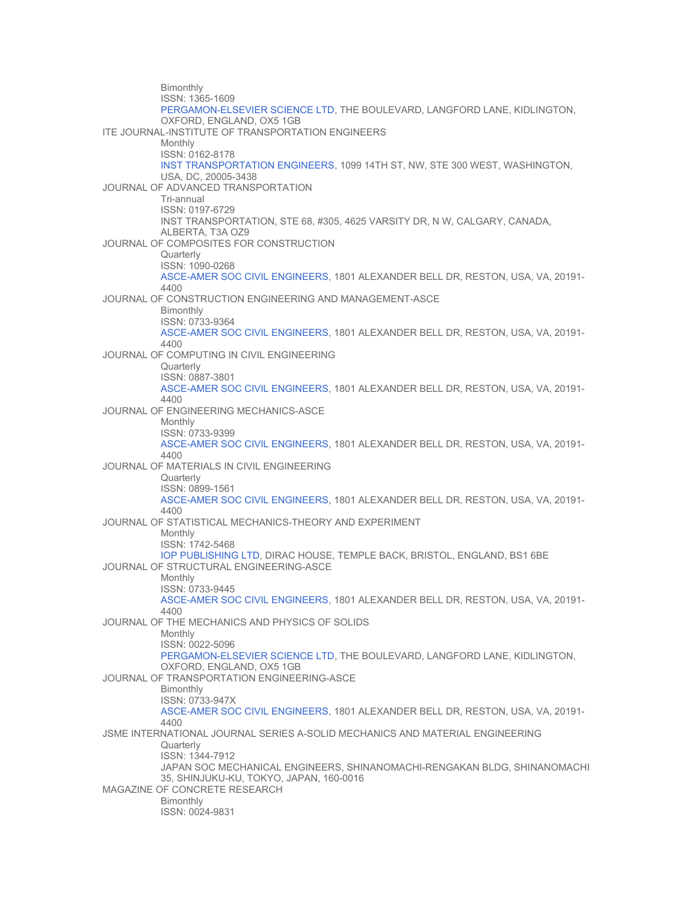Bimonthly
ISSN: 1365-1609
PERGAMON-ELSEVIER SCIENCE LTD, THE BOULEVARD, LANGFORD LANE, KIDLINGTON, OXFORD, ENGLAND, OX5 1GB

ITE JOURNAL-INSTITUTE OF TRANSPORTATION ENGINEERS
Monthly
ISSN: 0162-8178
INST TRANSPORTATION ENGINEERS, 1099 14TH ST, NW, STE 300 WEST, WASHINGTON, USA, DC, 20005-3438

JOURNAL OF ADVANCED TRANSPORTATION
Tri-annual
ISSN: 0197-6729
INST TRANSPORTATION, STE 68, #305, 4625 VARSITY DR, N W, CALGARY, CANADA, ALBERTA, T3A OZ9

JOURNAL OF COMPOSITES FOR CONSTRUCTION
Quarterly
ISSN: 1090-0268
ASCE-AMER SOC CIVIL ENGINEERS, 1801 ALEXANDER BELL DR, RESTON, USA, VA, 20191-4400

JOURNAL OF CONSTRUCTION ENGINEERING AND MANAGEMENT-ASCE
Bimonthly
ISSN: 0733-9364
ASCE-AMER SOC CIVIL ENGINEERS, 1801 ALEXANDER BELL DR, RESTON, USA, VA, 20191-4400

JOURNAL OF COMPUTING IN CIVIL ENGINEERING
Quarterly
ISSN: 0887-3801
ASCE-AMER SOC CIVIL ENGINEERS, 1801 ALEXANDER BELL DR, RESTON, USA, VA, 20191-4400

JOURNAL OF ENGINEERING MECHANICS-ASCE
Monthly
ISSN: 0733-9399
ASCE-AMER SOC CIVIL ENGINEERS, 1801 ALEXANDER BELL DR, RESTON, USA, VA, 20191-4400

JOURNAL OF MATERIALS IN CIVIL ENGINEERING
Quarterly
ISSN: 0899-1561
ASCE-AMER SOC CIVIL ENGINEERS, 1801 ALEXANDER BELL DR, RESTON, USA, VA, 20191-4400

JOURNAL OF STATISTICAL MECHANICS-THEORY AND EXPERIMENT
Monthly
ISSN: 1742-5468
IOP PUBLISHING LTD, DIRAC HOUSE, TEMPLE BACK, BRISTOL, ENGLAND, BS1 6BE

JOURNAL OF STRUCTURAL ENGINEERING-ASCE
Monthly
ISSN: 0733-9445
ASCE-AMER SOC CIVIL ENGINEERS, 1801 ALEXANDER BELL DR, RESTON, USA, VA, 20191-4400

JOURNAL OF THE MECHANICS AND PHYSICS OF SOLIDS
Monthly
ISSN: 0022-5096
PERGAMON-ELSEVIER SCIENCE LTD, THE BOULEVARD, LANGFORD LANE, KIDLINGTON, OXFORD, ENGLAND, OX5 1GB

JOURNAL OF TRANSPORTATION ENGINEERING-ASCE
Bimonthly
ISSN: 0733-947X
ASCE-AMER SOC CIVIL ENGINEERS, 1801 ALEXANDER BELL DR, RESTON, USA, VA, 20191-4400

JSME INTERNATIONAL JOURNAL SERIES A-SOLID MECHANICS AND MATERIAL ENGINEERING
Quarterly
ISSN: 1344-7912
JAPAN SOC MECHANICAL ENGINEERS, SHINANOMACHI-RENGAKAN BLDG, SHINANOMACHI 35, SHINJUKU-KU, TOKYO, JAPAN, 160-0016

MAGAZINE OF CONCRETE RESEARCH
Bimonthly
ISSN: 0024-9831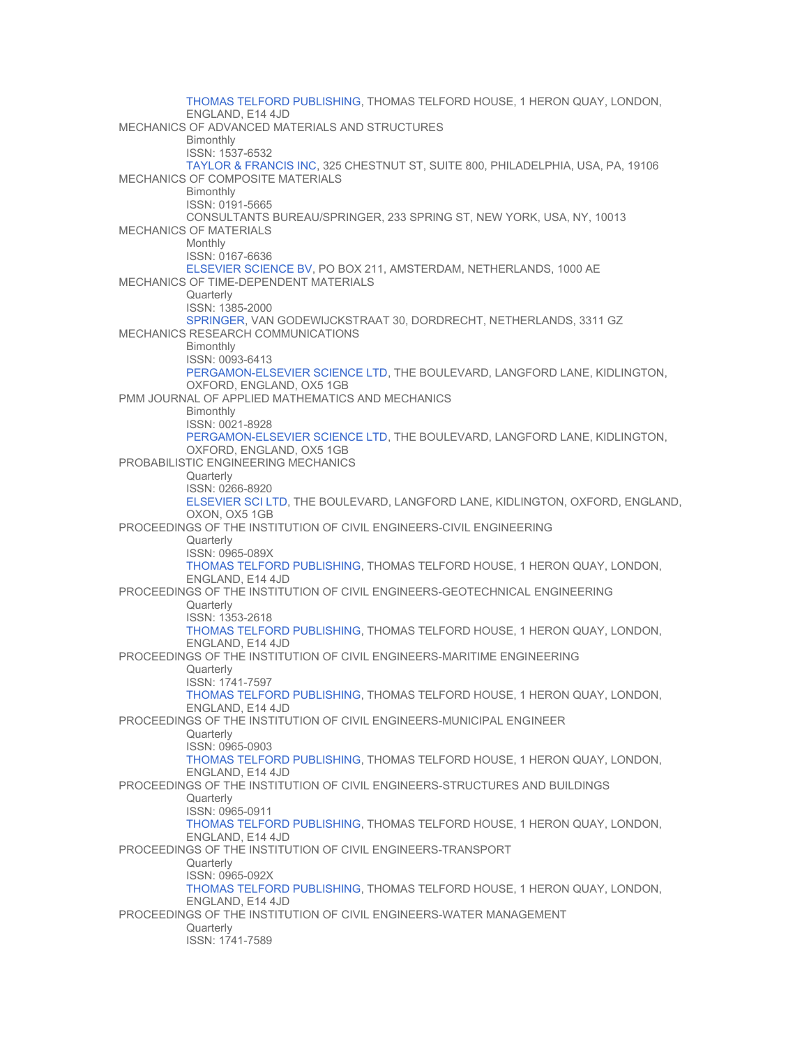THOMAS TELFORD PUBLISHING, THOMAS TELFORD HOUSE, 1 HERON QUAY, LONDON, ENGLAND, E14 4JD

MECHANICS OF ADVANCED MATERIALS AND STRUCTURES
Bimonthly
ISSN: 1537-6532
TAYLOR & FRANCIS INC, 325 CHESTNUT ST, SUITE 800, PHILADELPHIA, USA, PA, 19106

MECHANICS OF COMPOSITE MATERIALS
Bimonthly
ISSN: 0191-5665
CONSULTANTS BUREAU/SPRINGER, 233 SPRING ST, NEW YORK, USA, NY, 10013

MECHANICS OF MATERIALS
Monthly
ISSN: 0167-6636
ELSEVIER SCIENCE BV, PO BOX 211, AMSTERDAM, NETHERLANDS, 1000 AE

MECHANICS OF TIME-DEPENDENT MATERIALS
Quarterly
ISSN: 1385-2000
SPRINGER, VAN GODEWIJCKSTRAAT 30, DORDRECHT, NETHERLANDS, 3311 GZ

MECHANICS RESEARCH COMMUNICATIONS
Bimonthly
ISSN: 0093-6413
PERGAMON-ELSEVIER SCIENCE LTD, THE BOULEVARD, LANGFORD LANE, KIDLINGTON, OXFORD, ENGLAND, OX5 1GB

PMM JOURNAL OF APPLIED MATHEMATICS AND MECHANICS
Bimonthly
ISSN: 0021-8928
PERGAMON-ELSEVIER SCIENCE LTD, THE BOULEVARD, LANGFORD LANE, KIDLINGTON, OXFORD, ENGLAND, OX5 1GB

PROBABILISTIC ENGINEERING MECHANICS
Quarterly
ISSN: 0266-8920
ELSEVIER SCI LTD, THE BOULEVARD, LANGFORD LANE, KIDLINGTON, OXFORD, ENGLAND, OXON, OX5 1GB

PROCEEDINGS OF THE INSTITUTION OF CIVIL ENGINEERS-CIVIL ENGINEERING
Quarterly
ISSN: 0965-089X
THOMAS TELFORD PUBLISHING, THOMAS TELFORD HOUSE, 1 HERON QUAY, LONDON, ENGLAND, E14 4JD

PROCEEDINGS OF THE INSTITUTION OF CIVIL ENGINEERS-GEOTECHNICAL ENGINEERING
Quarterly
ISSN: 1353-2618
THOMAS TELFORD PUBLISHING, THOMAS TELFORD HOUSE, 1 HERON QUAY, LONDON, ENGLAND, E14 4JD

PROCEEDINGS OF THE INSTITUTION OF CIVIL ENGINEERS-MARITIME ENGINEERING
Quarterly
ISSN: 1741-7597
THOMAS TELFORD PUBLISHING, THOMAS TELFORD HOUSE, 1 HERON QUAY, LONDON, ENGLAND, E14 4JD

PROCEEDINGS OF THE INSTITUTION OF CIVIL ENGINEERS-MUNICIPAL ENGINEER
Quarterly
ISSN: 0965-0903
THOMAS TELFORD PUBLISHING, THOMAS TELFORD HOUSE, 1 HERON QUAY, LONDON, ENGLAND, E14 4JD

PROCEEDINGS OF THE INSTITUTION OF CIVIL ENGINEERS-STRUCTURES AND BUILDINGS
Quarterly
ISSN: 0965-0911
THOMAS TELFORD PUBLISHING, THOMAS TELFORD HOUSE, 1 HERON QUAY, LONDON, ENGLAND, E14 4JD

PROCEEDINGS OF THE INSTITUTION OF CIVIL ENGINEERS-TRANSPORT
Quarterly
ISSN: 0965-092X
THOMAS TELFORD PUBLISHING, THOMAS TELFORD HOUSE, 1 HERON QUAY, LONDON, ENGLAND, E14 4JD

PROCEEDINGS OF THE INSTITUTION OF CIVIL ENGINEERS-WATER MANAGEMENT
Quarterly
ISSN: 1741-7589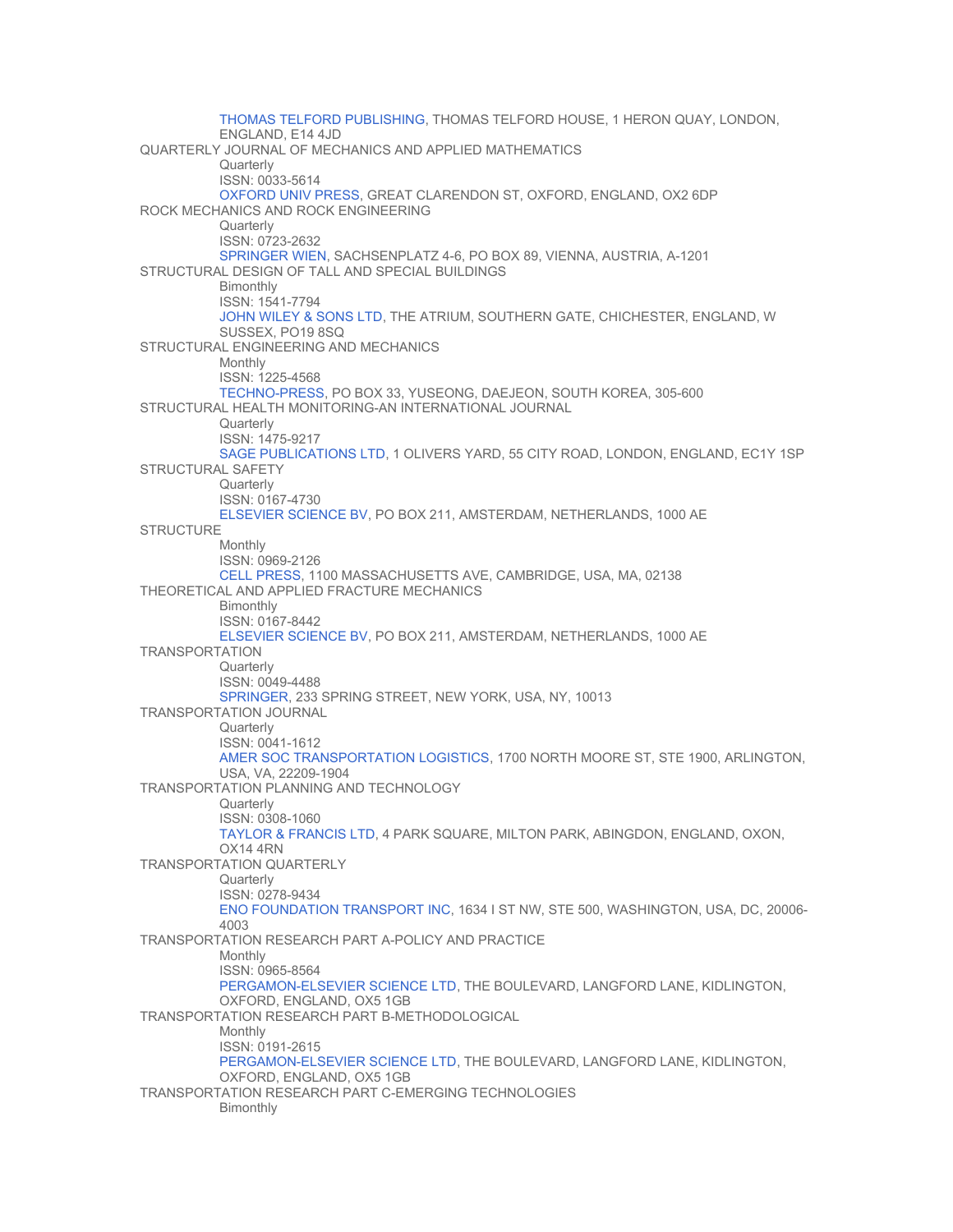THOMAS TELFORD PUBLISHING, THOMAS TELFORD HOUSE, 1 HERON QUAY, LONDON, ENGLAND, E14 4JD

QUARTERLY JOURNAL OF MECHANICS AND APPLIED MATHEMATICS
Quarterly
ISSN: 0033-5614
OXFORD UNIV PRESS, GREAT CLARENDON ST, OXFORD, ENGLAND, OX2 6DP

ROCK MECHANICS AND ROCK ENGINEERING
Quarterly
ISSN: 0723-2632
SPRINGER WIEN, SACHSENPLATZ 4-6, PO BOX 89, VIENNA, AUSTRIA, A-1201

STRUCTURAL DESIGN OF TALL AND SPECIAL BUILDINGS
Bimonthly
ISSN: 1541-7794
JOHN WILEY & SONS LTD, THE ATRIUM, SOUTHERN GATE, CHICHESTER, ENGLAND, W SUSSEX, PO19 8SQ

STRUCTURAL ENGINEERING AND MECHANICS
Monthly
ISSN: 1225-4568
TECHNO-PRESS, PO BOX 33, YUSEONG, DAEJEON, SOUTH KOREA, 305-600

STRUCTURAL HEALTH MONITORING-AN INTERNATIONAL JOURNAL
Quarterly
ISSN: 1475-9217
SAGE PUBLICATIONS LTD, 1 OLIVERS YARD, 55 CITY ROAD, LONDON, ENGLAND, EC1Y 1SP

STRUCTURAL SAFETY
Quarterly
ISSN: 0167-4730
ELSEVIER SCIENCE BV, PO BOX 211, AMSTERDAM, NETHERLANDS, 1000 AE

STRUCTURE
Monthly
ISSN: 0969-2126
CELL PRESS, 1100 MASSACHUSETTS AVE, CAMBRIDGE, USA, MA, 02138

THEORETICAL AND APPLIED FRACTURE MECHANICS
Bimonthly
ISSN: 0167-8442
ELSEVIER SCIENCE BV, PO BOX 211, AMSTERDAM, NETHERLANDS, 1000 AE

TRANSPORTATION
Quarterly
ISSN: 0049-4488
SPRINGER, 233 SPRING STREET, NEW YORK, USA, NY, 10013

TRANSPORTATION JOURNAL
Quarterly
ISSN: 0041-1612
AMER SOC TRANSPORTATION LOGISTICS, 1700 NORTH MOORE ST, STE 1900, ARLINGTON, USA, VA, 22209-1904

TRANSPORTATION PLANNING AND TECHNOLOGY
Quarterly
ISSN: 0308-1060
TAYLOR & FRANCIS LTD, 4 PARK SQUARE, MILTON PARK, ABINGDON, ENGLAND, OXON, OX14 4RN

TRANSPORTATION QUARTERLY
Quarterly
ISSN: 0278-9434
ENO FOUNDATION TRANSPORT INC, 1634 I ST NW, STE 500, WASHINGTON, USA, DC, 20006-4003

TRANSPORTATION RESEARCH PART A-POLICY AND PRACTICE
Monthly
ISSN: 0965-8564
PERGAMON-ELSEVIER SCIENCE LTD, THE BOULEVARD, LANGFORD LANE, KIDLINGTON, OXFORD, ENGLAND, OX5 1GB

TRANSPORTATION RESEARCH PART B-METHODOLOGICAL
Monthly
ISSN: 0191-2615
PERGAMON-ELSEVIER SCIENCE LTD, THE BOULEVARD, LANGFORD LANE, KIDLINGTON, OXFORD, ENGLAND, OX5 1GB

TRANSPORTATION RESEARCH PART C-EMERGING TECHNOLOGIES
Bimonthly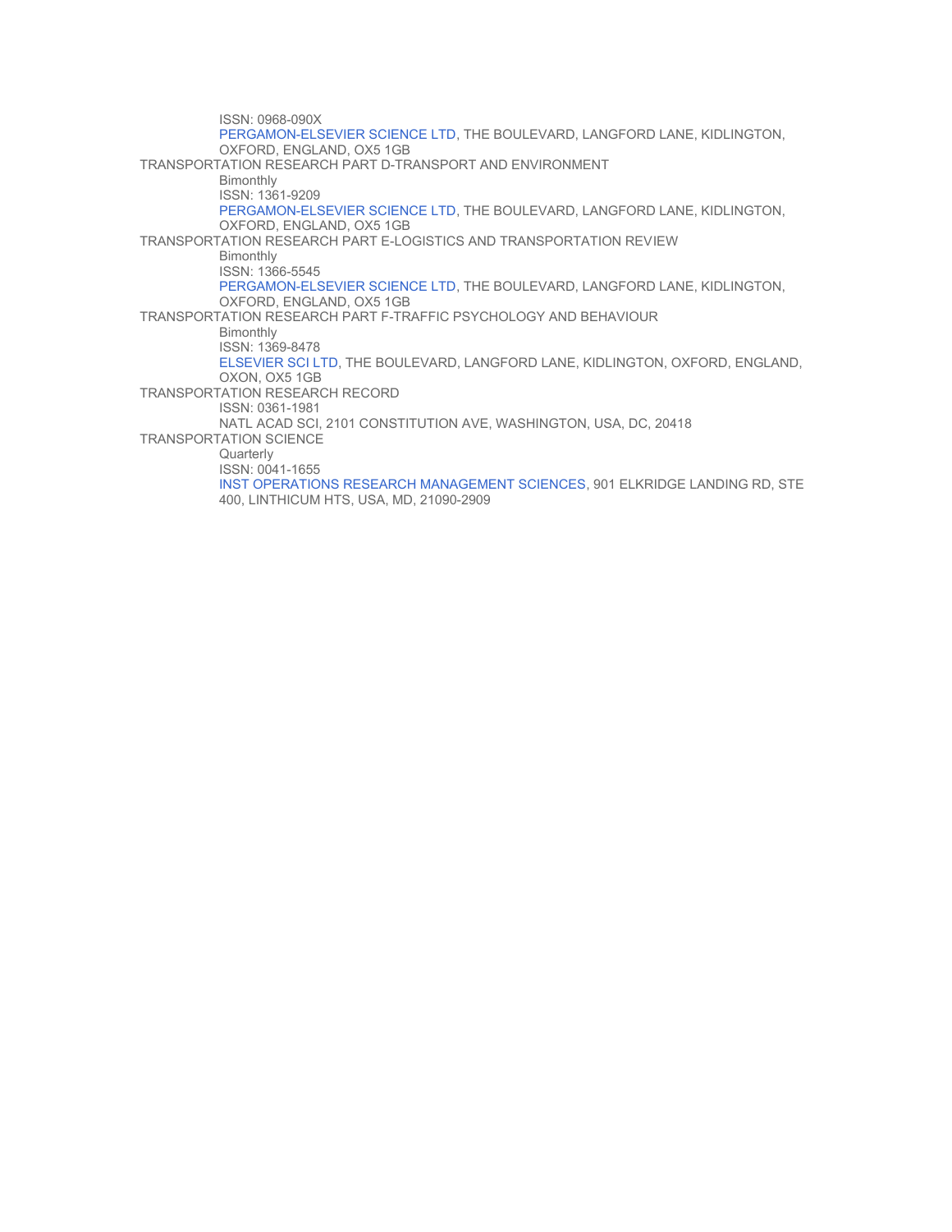ISSN: 0968-090X

PERGAMON-ELSEVIER SCIENCE LTD, THE BOULEVARD, LANGFORD LANE, KIDLINGTON, OXFORD, ENGLAND, OX5 1GB

TRANSPORTATION RESEARCH PART D-TRANSPORT AND ENVIRONMENT

Bimonthly

ISSN: 1361-9209

PERGAMON-ELSEVIER SCIENCE LTD, THE BOULEVARD, LANGFORD LANE, KIDLINGTON, OXFORD, ENGLAND, OX5 1GB

TRANSPORTATION RESEARCH PART E-LOGISTICS AND TRANSPORTATION REVIEW

Bimonthly

ISSN: 1366-5545

PERGAMON-ELSEVIER SCIENCE LTD, THE BOULEVARD, LANGFORD LANE, KIDLINGTON, OXFORD, ENGLAND, OX5 1GB

TRANSPORTATION RESEARCH PART F-TRAFFIC PSYCHOLOGY AND BEHAVIOUR

Bimonthly

ISSN: 1369-8478

ELSEVIER SCI LTD, THE BOULEVARD, LANGFORD LANE, KIDLINGTON, OXFORD, ENGLAND, OXON, OX5 1GB

TRANSPORTATION RESEARCH RECORD

ISSN: 0361-1981

NATL ACAD SCI, 2101 CONSTITUTION AVE, WASHINGTON, USA, DC, 20418

TRANSPORTATION SCIENCE

Quarterly

ISSN: 0041-1655

INST OPERATIONS RESEARCH MANAGEMENT SCIENCES, 901 ELKRIDGE LANDING RD, STE 400, LINTHICUM HTS, USA, MD, 21090-2909